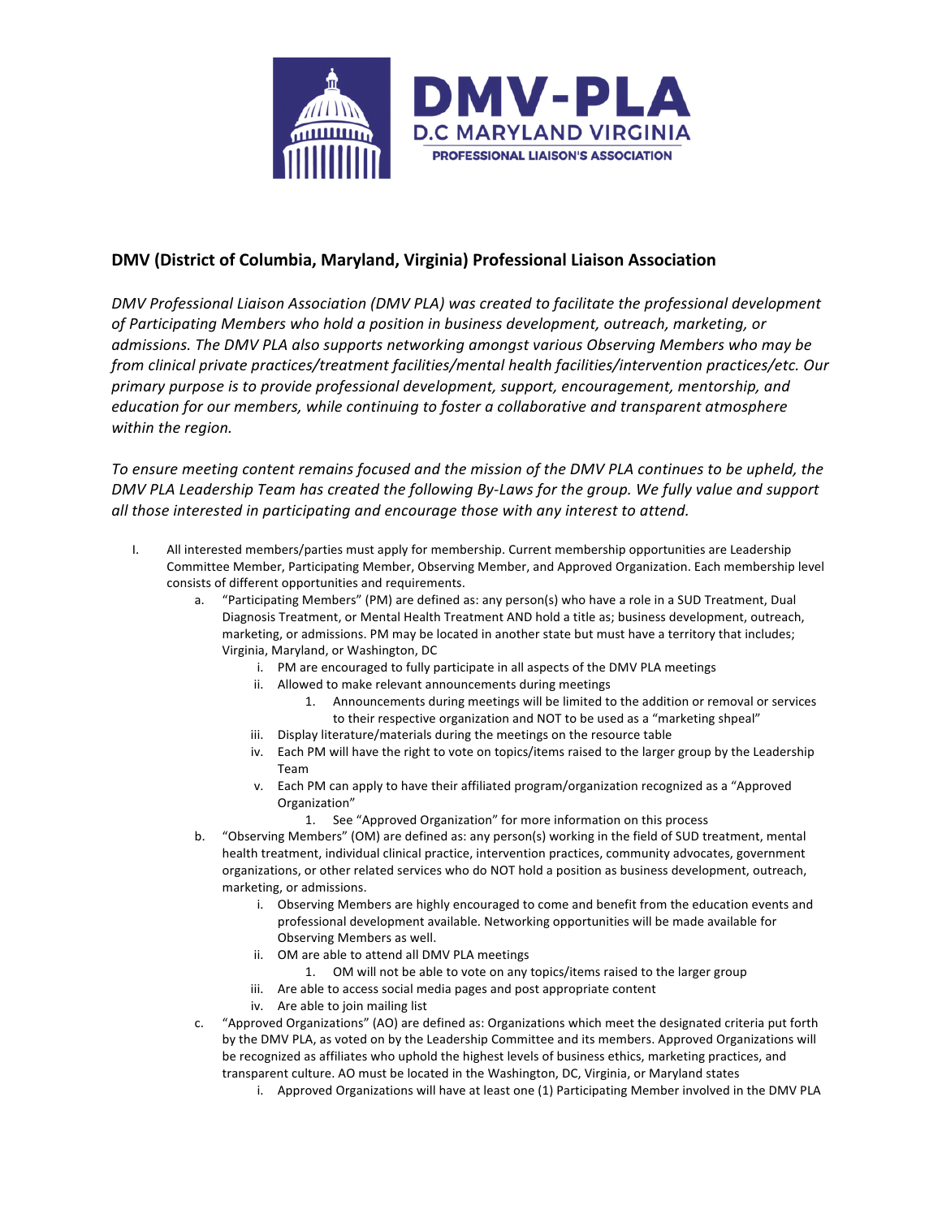DMV-PLA
D.C MARYLAND VIRGINIA
PROFESSIONAL LIAISON'S ASSOCIATION

## DMV (District of Columbia, Maryland, Virginia) Professional Liaison Association

*DMV Professional Liaison Association (DMV PLA) was created to facilitate the professional development of Participating Members who hold a position in business development, outreach, marketing, or admissions. The DMV PLA also supports networking amongst various Observing Members who may be from clinical private practices/treatment facilities/mental health facilities/intervention practices/etc. Our primary purpose is to provide professional development, support, encouragement, mentorship, and education for our members, while continuing to foster a collaborative and transparent atmosphere within the region.*

*To ensure meeting content remains focused and the mission of the DMV PLA continues to be upheld, the DMV PLA Leadership Team has created the following By-Laws for the group. We fully value and support all those interested in participating and encourage those with any interest to attend.*

I. All interested members/parties must apply for membership. Current membership opportunities are Leadership Committee Member, Participating Member, Observing Member, and Approved Organization. Each membership level consists of different opportunities and requirements.
   a. "Participating Members" (PM) are defined as: any person(s) who have a role in a SUD Treatment, Dual Diagnosis Treatment, or Mental Health Treatment AND hold a title as; business development, outreach, marketing, or admissions. PM may be located in another state but must have a territory that includes; Virginia, Maryland, or Washington, DC
      i. PM are encouraged to fully participate in all aspects of the DMV PLA meetings
      ii. Allowed to make relevant announcements during meetings
         1. Announcements during meetings will be limited to the addition or removal or services to their respective organization and NOT to be used as a "marketing shpeal"
      iii. Display literature/materials during the meetings on the resource table
      iv. Each PM will have the right to vote on topics/items raised to the larger group by the Leadership Team
      v. Each PM can apply to have their affiliated program/organization recognized as a "Approved Organization"
         1. See "Approved Organization" for more information on this process
   b. "Observing Members" (OM) are defined as: any person(s) working in the field of SUD treatment, mental health treatment, individual clinical practice, intervention practices, community advocates, government organizations, or other related services who do NOT hold a position as business development, outreach, marketing, or admissions.
      i. Observing Members are highly encouraged to come and benefit from the education events and professional development available. Networking opportunities will be made available for Observing Members as well.
      ii. OM are able to attend all DMV PLA meetings
         1. OM will not be able to vote on any topics/items raised to the larger group
      iii. Are able to access social media pages and post appropriate content
      iv. Are able to join mailing list
   c. "Approved Organizations" (AO) are defined as: Organizations which meet the designated criteria put forth by the DMV PLA, as voted on by the Leadership Committee and its members. Approved Organizations will be recognized as affiliates who uphold the highest levels of business ethics, marketing practices, and transparent culture. AO must be located in the Washington, DC, Virginia, or Maryland states
      i. Approved Organizations will have at least one (1) Participating Member involved in the DMV PLA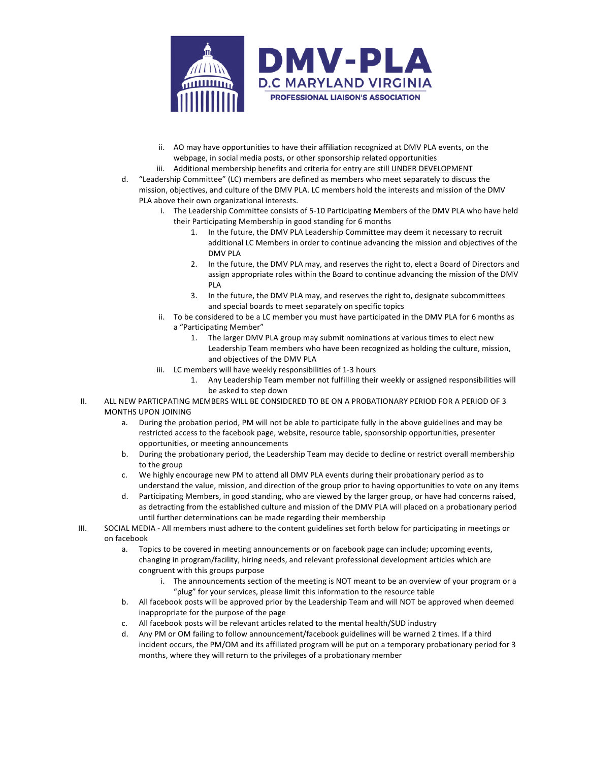ii. AO may have opportunities to have their affiliation recognized at DMV PLA events, on the webpage, in social media posts, or other sponsorship related opportunities

iii. <u>Additional membership benefits and criteria for entry are still UNDER DEVELOPMENT</u>

d. "Leadership Committee" (LC) members are defined as members who meet separately to discuss the mission, objectives, and culture of the DMV PLA. LC members hold the interests and mission of the DMV PLA above their own organizational interests.

   i. The Leadership Committee consists of 5-10 Participating Members of the DMV PLA who have held their Participating Membership in good standing for 6 months

      1. In the future, the DMV PLA Leadership Committee may deem it necessary to recruit additional LC Members in order to continue advancing the mission and objectives of the DMV PLA
      2. In the future, the DMV PLA may, and reserves the right to, elect a Board of Directors and assign appropriate roles within the Board to continue advancing the mission of the DMV PLA
      3. In the future, the DMV PLA may, and reserves the right to, designate subcommittees and special boards to meet separately on specific topics

   ii. To be considered to be a LC member you must have participated in the DMV PLA for 6 months as a "Participating Member"

      1. The larger DMV PLA group may submit nominations at various times to elect new Leadership Team members who have been recognized as holding the culture, mission, and objectives of the DMV PLA

   iii. LC members will have weekly responsibilities of 1-3 hours

      1. Any Leadership Team member not fulfilling their weekly or assigned responsibilities will be asked to step down

II. ALL NEW PARTICPATING MEMBERS WILL BE CONSIDERED TO BE ON A PROBATIONARY PERIOD FOR A PERIOD OF 3 MONTHS UPON JOINING

   a. During the probation period, PM will not be able to participate fully in the above guidelines and may be restricted access to the facebook page, website, resource table, sponsorship opportunities, presenter opportunities, or meeting announcements
   b. During the probationary period, the Leadership Team may decide to decline or restrict overall membership to the group
   c. We highly encourage new PM to attend all DMV PLA events during their probationary period as to understand the value, mission, and direction of the group prior to having opportunities to vote on any items
   d. Participating Members, in good standing, who are viewed by the larger group, or have had concerns raised, as detracting from the established culture and mission of the DMV PLA will placed on a probationary period until further determinations can be made regarding their membership

III. SOCIAL MEDIA - All members must adhere to the content guidelines set forth below for participating in meetings or on facebook

   a. Topics to be covered in meeting announcements or on facebook page can include; upcoming events, changing in program/facility, hiring needs, and relevant professional development articles which are congruent with this groups purpose

      i. The announcements section of the meeting is NOT meant to be an overview of your program or a "plug" for your services, please limit this information to the resource table

   b. All facebook posts will be approved prior by the Leadership Team and will NOT be approved when deemed inappropriate for the purpose of the page
   c. All facebook posts will be relevant articles related to the mental health/SUD industry
   d. Any PM or OM failing to follow announcement/facebook guidelines will be warned 2 times. If a third incident occurs, the PM/OM and its affiliated program will be put on a temporary probationary period for 3 months, where they will return to the privileges of a probationary member